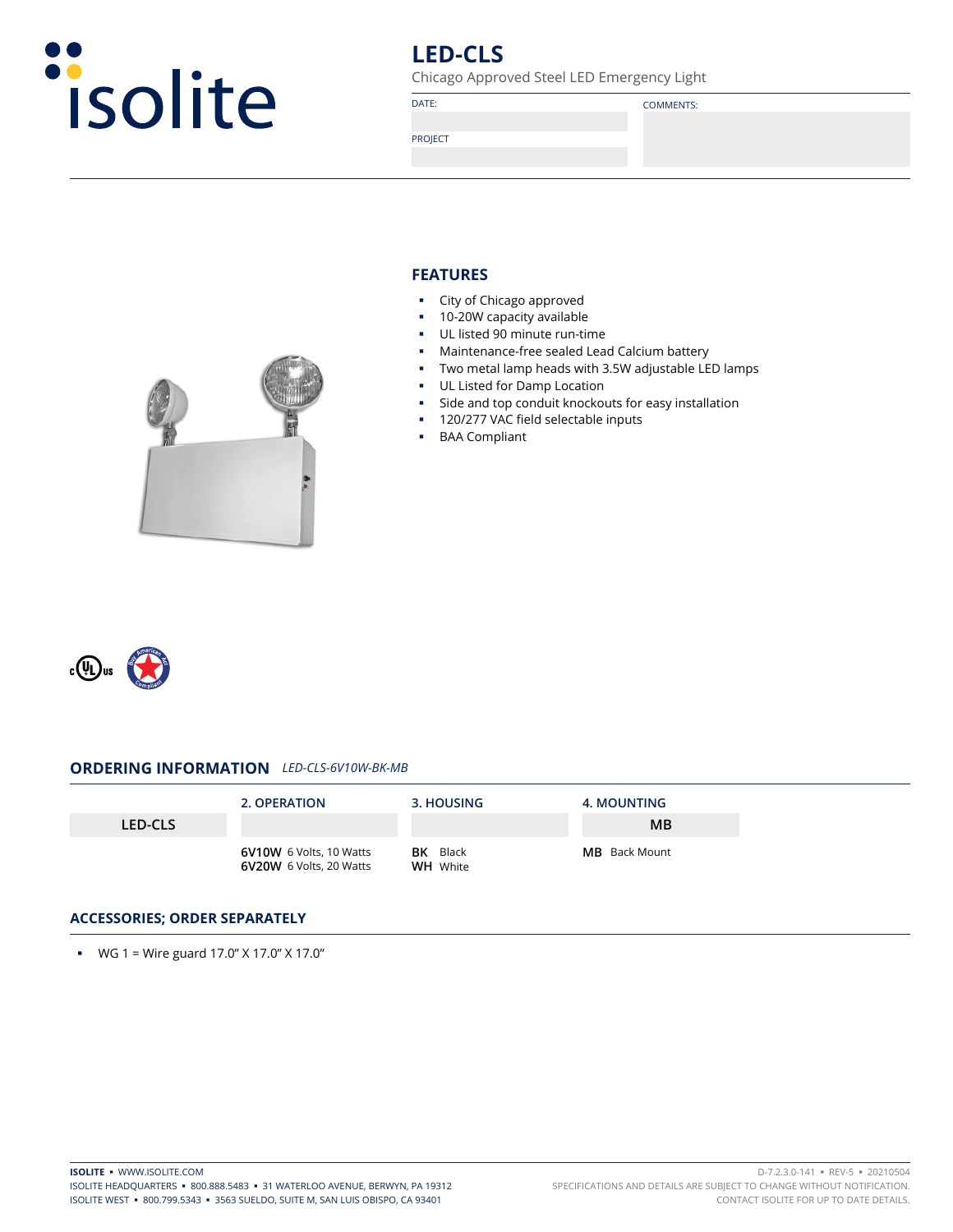# LED-CLS

Chicago Approved Steel LED Emergency Light

DATE:

PROJECT

COMMENTS:

## FEATURES

- City of Chicago approved
- 10-20W capacity available
- UL listed 90 minute run-time
- Maintenance-free sealed Lead Calcium battery
- Two metal lamp heads with 3.5W adjustable LED lamps
- UL Listed for Damp Location
- Side and top conduit knockouts for easy installation
- 120/277 VAC field selectable inputs
- BAA Compliant

## ORDERING INFORMATION *LED-CLS-6V10W-BK-MB*

| | 2. OPERATION | 3. HOUSING | 4. MOUNTING |
|---|---|---|---|
| LED-CLS | | | MB |
| | **6V10W** 6 Volts, 10 Watts<br>**6V20W** 6 Volts, 20 Watts | **BK** Black<br>**WH** White | **MB** Back Mount |

## ACCESSORIES; ORDER SEPARATELY

- WG 1 = Wire guard 17.0" X 17.0" X 17.0"

**ISOLITE** ▪ WWW.ISOLITE.COM
ISOLITE HEADQUARTERS ▪ 800.888.5483 ▪ 31 WATERLOO AVENUE, BERWYN, PA 19312
ISOLITE WEST ▪ 800.799.5343 ▪ 3563 SUELDO, SUITE M, SAN LUIS OBISPO, CA 93401

D-7.2.3.0-141 ▪ REV-5 ▪ 20210504
SPECIFICATIONS AND DETAILS ARE SUBJECT TO CHANGE WITHOUT NOTIFICATION.
CONTACT ISOLITE FOR UP TO DATE DETAILS.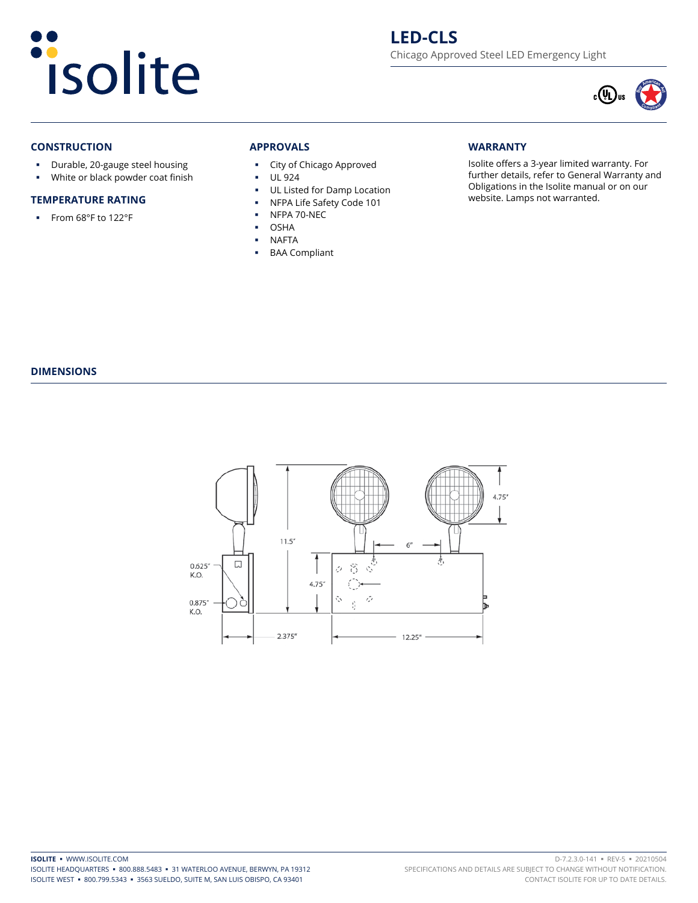# LED-CLS

Chicago Approved Steel LED Emergency Light

## CONSTRUCTION

- Durable, 20-gauge steel housing
- White or black powder coat finish

## TEMPERATURE RATING

- From 68°F to 122°F

## APPROVALS

- City of Chicago Approved
- UL 924
- UL Listed for Damp Location
- NFPA Life Safety Code 101
- NFPA 70-NEC
- OSHA
- NAFTA
- BAA Compliant

## WARRANTY

Isolite offers a 3-year limited warranty. For further details, refer to General Warranty and Obligations in the Isolite manual or on our website. Lamps not warranted.

## DIMENSIONS

0.625" K.O.

0.875" K.O.

11.5"

4.75"

6"

4.75"

2.375"

12.25"

**ISOLITE** ▪ WWW.ISOLITE.COM
ISOLITE HEADQUARTERS ▪ 800.888.5483 ▪ 31 WATERLOO AVENUE, BERWYN, PA 19312
ISOLITE WEST ▪ 800.799.5343 ▪ 3563 SUELDO, SUITE M, SAN LUIS OBISPO, CA 93401

D-7.2.3.0-141 ▪ REV-5 ▪ 20210504
SPECIFICATIONS AND DETAILS ARE SUBJECT TO CHANGE WITHOUT NOTIFICATION.
CONTACT ISOLITE FOR UP TO DATE DETAILS.